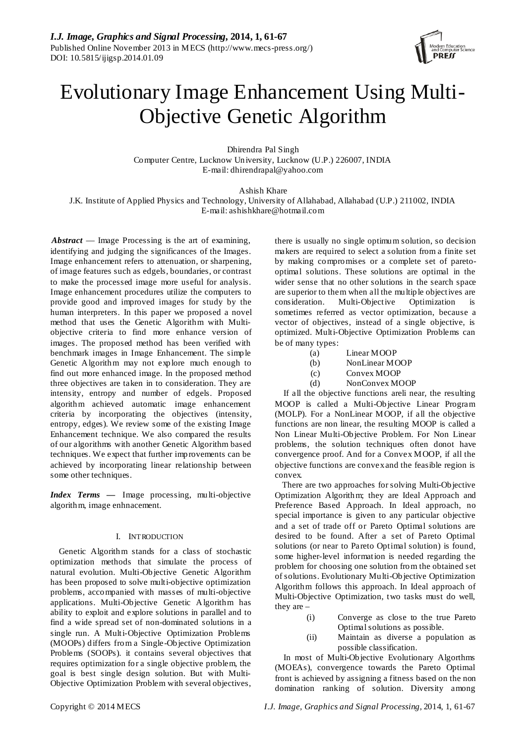# Evolutionary Image Enhancement Using Multi-Objective Genetic Algorithm

Dhirendra Pal Singh
Computer Centre, Lucknow University, Lucknow (U.P.) 226007, INDIA
E-mail: dhirendrapal@yahoo.com

Ashish Khare
J.K. Institute of Applied Physics and Technology, University of Allahabad, Allahabad (U.P.) 211002, INDIA
E-mail: ashishkhare@hotmail.com

***Abstract*** — Image Processing is the art of examining, identifying and judging the significances of the Images. Image enhancement refers to attenuation, or sharpening, of image features such as edgels, boundaries, or contrast to make the processed image more useful for analysis. Image enhancement procedures utilize the computers to provide good and improved images for study by the human interpreters. In this paper we proposed a novel method that uses the Genetic Algorithm with Multi-objective criteria to find more enhance version of images. The proposed method has been verified with benchmark images in Image Enhancement. The simple Genetic Algorithm may not explore much enough to find out more enhanced image. In the proposed method three objectives are taken in to consideration. They are intensity, entropy and number of edgels. Proposed algorithm achieved automatic image enhancement criteria by incorporating the objectives (intensity, entropy, edges). We review some of the existing Image Enhancement technique. We also compared the results of our algorithms with another Genetic Algorithm based techniques. We expect that further improvements can be achieved by incorporating linear relationship between some other techniques.

***Index Terms*** — Image processing, multi-objective algorithm, image enhnacement.

## I. INTRODUCTION

Genetic Algorithm stands for a class of stochastic optimization methods that simulate the process of natural evolution. Multi-Objective Genetic Algorithm has been proposed to solve multi-objective optimization problems, accompanied with masses of multi-objective applications. Multi-Objective Genetic Algorithm has ability to exploit and explore solutions in parallel and to find a wide spread set of non-dominated solutions in a single run. A Multi-Objective Optimization Problems (MOOPs) differs from a Single-Objective Optimization Problems (SOOPs). it contains several objectives that requires optimization for a single objective problem, the goal is best single design solution. But with Multi-Objective Optimization Problem with several objectives, there is usually no single optimum solution, so decision makers are required to select a solution from a finite set by making compromises or a complete set of pareto-optimal solutions. These solutions are optimal in the wider sense that no other solutions in the search space are superior to them when all the multiple objectives are consideration. Multi-Objective Optimization is sometimes referred as vector optimization, because a vector of objectives, instead of a single objective, is optimized. Multi-Objective Optimization Problems can be of many types:

(a) Linear MOOP
(b) NonLinear MOOP
(c) Convex MOOP
(d) NonConvex MOOP

If all the objective functions areli near, the resulting MOOP is called a Multi-Objective Linear Program (MOLP). For a NonLinear MOOP, if all the objective functions are non linear, the resulting MOOP is called a Non Linear Multi-Objective Problem. For Non Linear problems, the solution techniques often donot have convergence proof. And for a Convex MOOP, if all the objective functions are convex and the feasible region is convex.

There are two approaches for solving Multi-Objective Optimization Algorithm; they are Ideal Approach and Preference Based Approach. In Ideal approach, no special importance is given to any particular objective and a set of trade off or Pareto Optimal solutions are desired to be found. After a set of Pareto Optimal solutions (or near to Pareto Optimal solution) is found, some higher-level information is needed regarding the problem for choosing one solution from the obtained set of solutions. Evolutionary Multi-Objective Optimization Algorithm follows this approach. In Ideal approach of Multi-Objective Optimization, two tasks must do well, they are –

(i) Converge as close to the true Pareto Optimal solutions as possible.
(ii) Maintain as diverse a population as possible classification.

In most of Multi-Objective Evolutionary Algorthms (MOEAs), convergence towards the Pareto Optimal front is achieved by assigning a fitness based on the non domination ranking of solution. Diversity among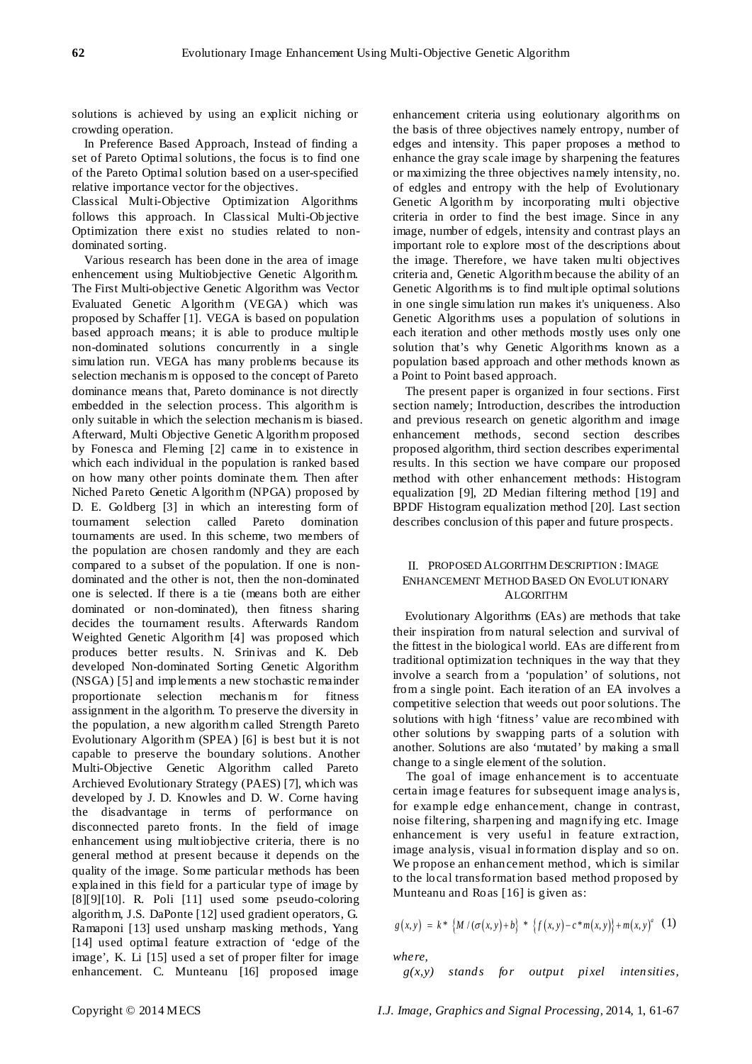solutions is achieved by using an explicit niching or crowding operation.

In Preference Based Approach, Instead of finding a set of Pareto Optimal solutions, the focus is to find one of the Pareto Optimal solution based on a user-specified relative importance vector for the objectives.

Classical Multi-Objective Optimization Algorithms follows this approach. In Classical Multi-Objective Optimization there exist no studies related to non-dominated sorting.

Various research has been done in the area of image enhancement using Multiobjective Genetic Algorithm. The First Multi-objective Genetic Algorithm was Vector Evaluated Genetic Algorithm (VEGA) which was proposed by Schaffer [1]. VEGA is based on population based approach means; it is able to produce multiple non-dominated solutions concurrently in a single simulation run. VEGA has many problems because its selection mechanism is opposed to the concept of Pareto dominance means that, Pareto dominance is not directly embedded in the selection process. This algorithm is only suitable in which the selection mechanism is biased. Afterward, Multi Objective Genetic Algorithm proposed by Fonesca and Fleming [2] came in to existence in which each individual in the population is ranked based on how many other points dominate them. Then after Niched Pareto Genetic Algorithm (NPGA) proposed by D. E. Goldberg [3] in which an interesting form of tournament selection called Pareto domination tournaments are used. In this scheme, two members of the population are chosen randomly and they are each compared to a subset of the population. If one is non-dominated and the other is not, then the non-dominated one is selected. If there is a tie (means both are either dominated or non-dominated), then fitness sharing decides the tournament results. Afterwards Random Weighted Genetic Algorithm [4] was proposed which produces better results. N. Srinivas and K. Deb developed Non-dominated Sorting Genetic Algorithm (NSGA) [5] and implements a new stochastic remainder proportionate selection mechanism for fitness assignment in the algorithm. To preserve the diversity in the population, a new algorithm called Strength Pareto Evolutionary Algorithm (SPEA) [6] is best but it is not capable to preserve the boundary solutions. Another Multi-Objective Genetic Algorithm called Pareto Archieved Evolutionary Strategy (PAES) [7], which was developed by J. D. Knowles and D. W. Corne having the disadvantage in terms of performance on disconnected pareto fronts. In the field of image enhancement using multiobjective criteria, there is no general method at present because it depends on the quality of the image. Some particular methods has been explained in this field for a particular type of image by [8][9][10]. R. Poli [11] used some pseudo-coloring algorithm, J.S. DaPonte [12] used gradient operators, G. Ramaponi [13] used unsharp masking methods, Yang [14] used optimal feature extraction of 'edge of the image', K. Li [15] used a set of proper filter for image enhancement. C. Munteanu [16] proposed image enhancement criteria using eolutionary algorithms on the basis of three objectives namely entropy, number of edges and intensity. This paper proposes a method to enhance the gray scale image by sharpening the features or maximizing the three objectives namely intensity, no. of edgles and entropy with the help of Evolutionary Genetic Algorithm by incorporating multi objective criteria in order to find the best image. Since in any image, number of edgels, intensity and contrast plays an important role to explore most of the descriptions about the image. Therefore, we have taken multi objectives criteria and, Genetic Algorithm because the ability of an Genetic Algorithms is to find multiple optimal solutions in one single simulation run makes it's uniqueness. Also Genetic Algorithms uses a population of solutions in each iteration and other methods mostly uses only one solution that's why Genetic Algorithms known as a population based approach and other methods known as a Point to Point based approach.

The present paper is organized in four sections. First section namely; Introduction, describes the introduction and previous research on genetic algorithm and image enhancement methods, second section describes proposed algorithm, third section describes experimental results. In this section we have compare our proposed method with other enhancement methods: Histogram equalization [9], 2D Median filtering method [19] and BPDF Histogram equalization method [20]. Last section describes conclusion of this paper and future prospects.

## II. Proposed Algorithm Description : Image Enhancement Method Based On Evolutionary Algorithm

Evolutionary Algorithms (EAs) are methods that take their inspiration from natural selection and survival of the fittest in the biological world. EAs are different from traditional optimization techniques in the way that they involve a search from a 'population' of solutions, not from a single point. Each iteration of an EA involves a competitive selection that weeds out poor solutions. The solutions with high 'fitness' value are recombined with other solutions by swapping parts of a solution with another. Solutions are also 'mutated' by making a small change to a single element of the solution.

The goal of image enhancement is to accentuate certain image features for subsequent image analysis, for example edge enhancement, change in contrast, noise filtering, sharpening and magnifying etc. Image enhancement is very useful in feature extraction, image analysis, visual information display and so on. We propose an enhancement method, which is similar to the local transformation based method proposed by Munteanu and Roas [16] is given as:

$$g(x,y) = k * \{M/(\sigma(x,y)+b\} * \{f(x,y) - c*m(x,y)\} + m(x,y)^a \quad (1)$$

*where,*

*g(x,y) stands for output pixel intensities,*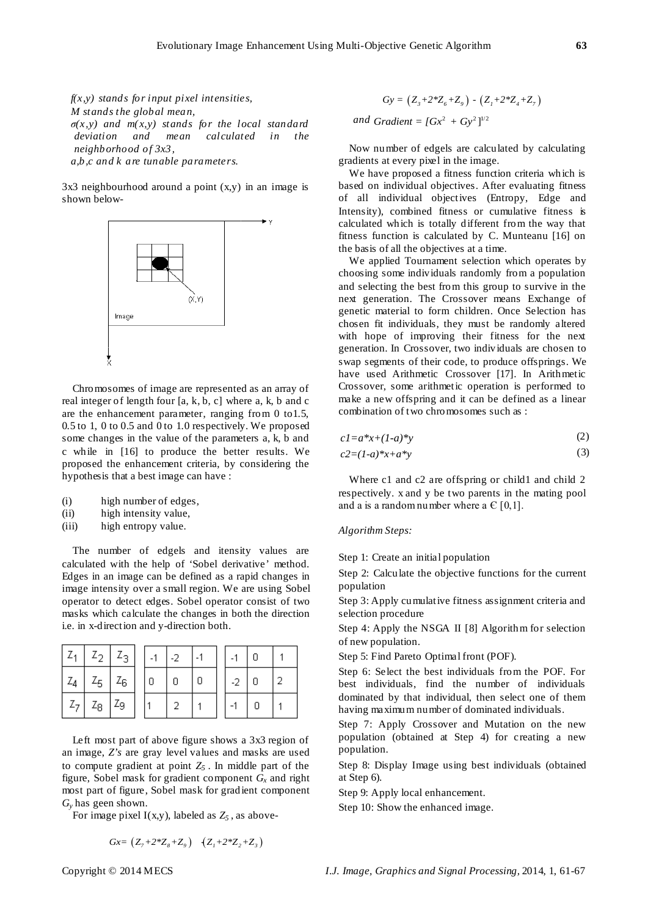*$f(x,y)$ stands for input pixel intensities,*
*M stands the global mean,*
*$\sigma(x,y)$ and $m(x,y)$ stands for the local standard deviation and mean calculated in the neighborhood of 3x3,*
*a,b,c and k are tunable parameters.*

3x3 neighbourhood around a point (x,y) in an image is shown below-

Chromosomes of image are represented as an array of real integer of length four [a, k, b, c] where a, k, b and c are the enhancement parameter, ranging from 0 to1.5, 0.5 to 1, 0 to 0.5 and 0 to 1.0 respectively. We proposed some changes in the value of the parameters a, k, b and c while in [16] to produce the better results. We proposed the enhancement criteria, by considering the hypothesis that a best image can have :

(i) high number of edges,
(ii) high intensity value,
(iii) high entropy value.

The number of edgels and itensity values are calculated with the help of 'Sobel derivative' method. Edges in an image can be defined as a rapid changes in image intensity over a small region. We are using Sobel operator to detect edges. Sobel operator consist of two masks which calculate the changes in both the direction i.e. in x-direction and y-direction both.

| $Z_1$ | $Z_2$ | $Z_3$ |
|---|---|---|
| $Z_4$ | $Z_5$ | $Z_6$ |
| $Z_7$ | $Z_8$ | $Z_9$ |

| -1 | -2 | -1 |
|---|---|---|
| 0 | 0 | 0 |
| 1 | 2 | 1 |

| -1 | 0 | 1 |
|---|---|---|
| -2 | 0 | 2 |
| -1 | 0 | 1 |

Left most part of above figure shows a 3x3 region of an image, *Z's* are gray level values and masks are used to compute gradient at point $Z_5$. In middle part of the figure, Sobel mask for gradient component $G_x$ and right most part of figure, Sobel mask for gradient component $G_y$ has geen shown.

For image pixel I(x,y), labeled as $Z_5$, as above-

$$Gx = (Z_7+2*Z_8+Z_9) \ -(Z_1+2*Z_2+Z_3)$$

$$Gy = (Z_3+2*Z_6+Z_9) - (Z_1+2*Z_4+Z_7)$$

$$\text{and } Gradient = [Gx^2 + Gy^2]^{1/2}$$

Now number of edgels are calculated by calculating gradients at every pixel in the image.

We have proposed a fitness function criteria which is based on individual objectives. After evaluating fitness of all individual objectives (Entropy, Edge and Intensity), combined fitness or cumulative fitness is calculated which is totally different from the way that fitness function is calculated by C. Munteanu [16] on the basis of all the objectives at a time.

We applied Tournament selection which operates by choosing some individuals randomly from a population and selecting the best from this group to survive in the next generation. The Crossover means Exchange of genetic material to form children. Once Selection has chosen fit individuals, they must be randomly altered with hope of improving their fitness for the next generation. In Crossover, two individuals are chosen to swap segments of their code, to produce offsprings. We have used Arithmetic Crossover [17]. In Arithmetic Crossover, some arithmetic operation is performed to make a new offspring and it can be defined as a linear combination of two chromosomes such as :

$$c1=a*x+(1-a)*y \tag{2}$$

$$c2=(1-a)*x+a*y \tag{3}$$

Where c1 and c2 are offspring or child1 and child 2 respectively. x and y be two parents in the mating pool and a is a random number where $a \in [0,1]$.

*Algorithm Steps:*

Step 1: Create an initial population

Step 2: Calculate the objective functions for the current population

Step 3: Apply cumulative fitness assignment criteria and selection procedure

Step 4: Apply the NSGA II [8] Algorithm for selection of new population.

Step 5: Find Pareto Optimal front (POF).

Step 6: Select the best individuals from the POF. For best individuals, find the number of individuals dominated by that individual, then select one of them having maximum number of dominated individuals.

Step 7: Apply Crossover and Mutation on the new population (obtained at Step 4) for creating a new population.

Step 8: Display Image using best individuals (obtained at Step 6).

Step 9: Apply local enhancement.

Step 10: Show the enhanced image.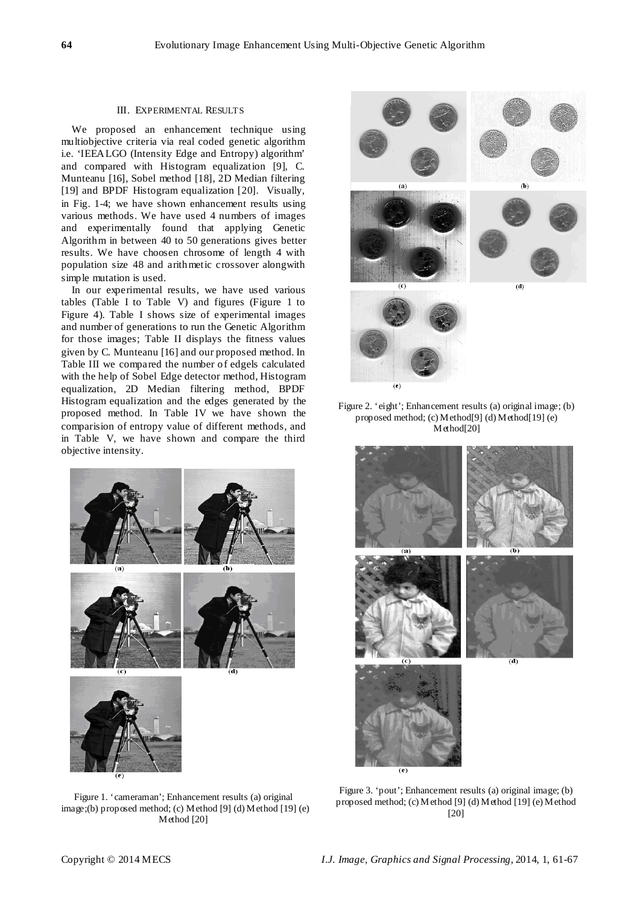## III. EXPERIMENTAL RESULTS

We proposed an enhancement technique using multiobjective criteria via real coded genetic algorithm i.e. 'IEEALGO (Intensity Edge and Entropy) algorithm' and compared with Histogram equalization [9], C. Munteanu [16], Sobel method [18], 2D Median filtering [19] and BPDF Histogram equalization [20]. Visually, in Fig. 1-4; we have shown enhancement results using various methods. We have used 4 numbers of images and experimentally found that applying Genetic Algorithm in between 40 to 50 generations gives better results. We have choosen chrosome of length 4 with population size 48 and arithmetic crossover alongwith simple mutation is used.

In our experimental results, we have used various tables (Table I to Table V) and figures (Figure 1 to Figure 4). Table I shows size of experimental images and number of generations to run the Genetic Algorithm for those images; Table II displays the fitness values given by C. Munteanu [16] and our proposed method. In Table III we compared the number of edgels calculated with the help of Sobel Edge detector method, Histogram equalization, 2D Median filtering method, BPDF Histogram equalization and the edges generated by the proposed method. In Table IV we have shown the comparision of entropy value of different methods, and in Table V, we have shown and compare the third objective intensity.

Figure 1. 'cameraman'; Enhancement results (a) original image;(b) proposed method; (c) Method [9] (d) Method [19] (e) Method [20]

Figure 2. 'eight'; Enhancement results (a) original image; (b) proposed method; (c) Method[9] (d) Method[19] (e) Method[20]

Figure 3. 'pout'; Enhancement results (a) original image; (b) proposed method; (c) Method [9] (d) Method [19] (e) Method [20]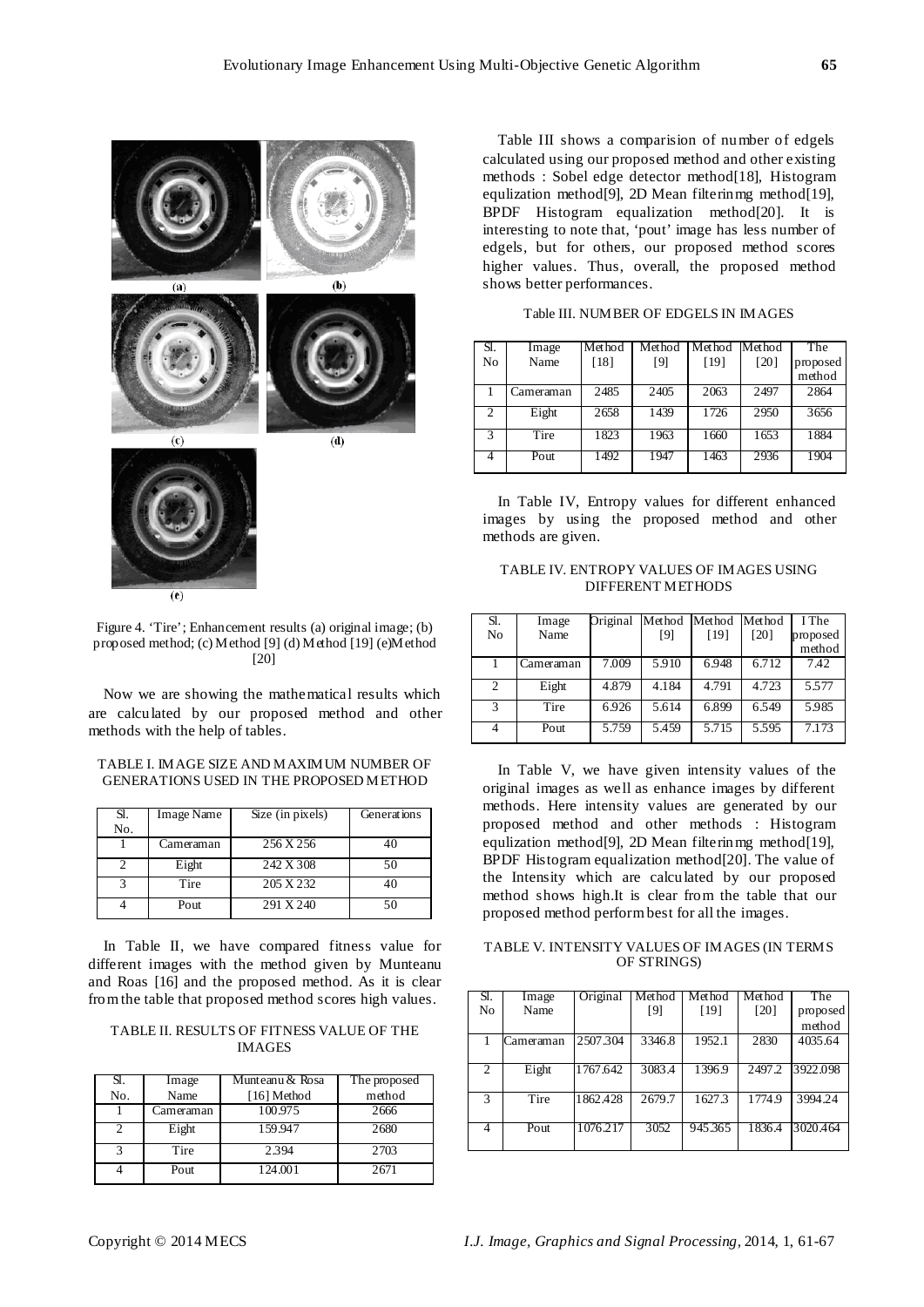Figure 4. 'Tire'; Enhancement results (a) original image; (b) proposed method; (c) Method [9] (d) Method [19] (e)Method [20]

Now we are showing the mathematical results which are calculated by our proposed method and other methods with the help of tables.

TABLE I. IMAGE SIZE AND MAXIMUM NUMBER OF GENERATIONS USED IN THE PROPOSED METHOD

| Sl. No. | Image Name | Size (in pixels) | Generations |
|---|---|---|---|
| 1 | Cameraman | 256 X 256 | 40 |
| 2 | Eight | 242 X 308 | 50 |
| 3 | Tire | 205 X 232 | 40 |
| 4 | Pout | 291 X 240 | 50 |

In Table II, we have compared fitness value for different images with the method given by Munteanu and Roas [16] and the proposed method. As it is clear from the table that proposed method scores high values.

TABLE II. RESULTS OF FITNESS VALUE OF THE IMAGES

| Sl. No. | Image Name | Munteanu & Rosa [16] Method | The proposed method |
|---|---|---|---|
| 1 | Cameraman | 100.975 | 2666 |
| 2 | Eight | 159.947 | 2680 |
| 3 | Tire | 2.394 | 2703 |
| 4 | Pout | 124.001 | 2671 |

Table III shows a comparision of number of edgels calculated using our proposed method and other existing methods : Sobel edge detector method[18], Histogram equlization method[9], 2D Mean filterinmg method[19], BPDF Histogram equalization method[20]. It is interesting to note that, 'pout' image has less number of edgels, but for others, our proposed method scores higher values. Thus, overall, the proposed method shows better performances.

Table III. NUMBER OF EDGELS IN IMAGES

| Sl. No | Image Name | Method [18] | Method [9] | Method [19] | Method [20] | The proposed method |
|---|---|---|---|---|---|---|
| 1 | Cameraman | 2485 | 2405 | 2063 | 2497 | 2864 |
| 2 | Eight | 2658 | 1439 | 1726 | 2950 | 3656 |
| 3 | Tire | 1823 | 1963 | 1660 | 1653 | 1884 |
| 4 | Pout | 1492 | 1947 | 1463 | 2936 | 1904 |

In Table IV, Entropy values for different enhanced images by using the proposed method and other methods are given.

TABLE IV. ENTROPY VALUES OF IMAGES USING DIFFERENT METHODS

| Sl. No | Image Name | Original | Method [9] | Method [19] | Method [20] | I The proposed method |
|---|---|---|---|---|---|---|
| 1 | Cameraman | 7.009 | 5.910 | 6.948 | 6.712 | 7.42 |
| 2 | Eight | 4.879 | 4.184 | 4.791 | 4.723 | 5.577 |
| 3 | Tire | 6.926 | 5.614 | 6.899 | 6.549 | 5.985 |
| 4 | Pout | 5.759 | 5.459 | 5.715 | 5.595 | 7.173 |

In Table V, we have given intensity values of the original images as well as enhance images by different methods. Here intensity values are generated by our proposed method and other methods : Histogram equlization method[9], 2D Mean filterinmg method[19], BPDF Histogram equalization method[20]. The value of the Intensity which are calculated by our proposed method shows high.It is clear from the table that our proposed method perform best for all the images.

TABLE V. INTENSITY VALUES OF IMAGES (IN TERMS OF STRINGS)

| Sl. No | Image Name | Original | Method [9] | Method [19] | Method [20] | The proposed method |
|---|---|---|---|---|---|---|
| 1 | Cameraman | 2507.304 | 3346.8 | 1952.1 | 2830 | 4035.64 |
| 2 | Eight | 1767.642 | 3083.4 | 1396.9 | 2497.2 | 3922.098 |
| 3 | Tire | 1862.428 | 2679.7 | 1627.3 | 1774.9 | 3994.24 |
| 4 | Pout | 1076.217 | 3052 | 945.365 | 1836.4 | 3020.464 |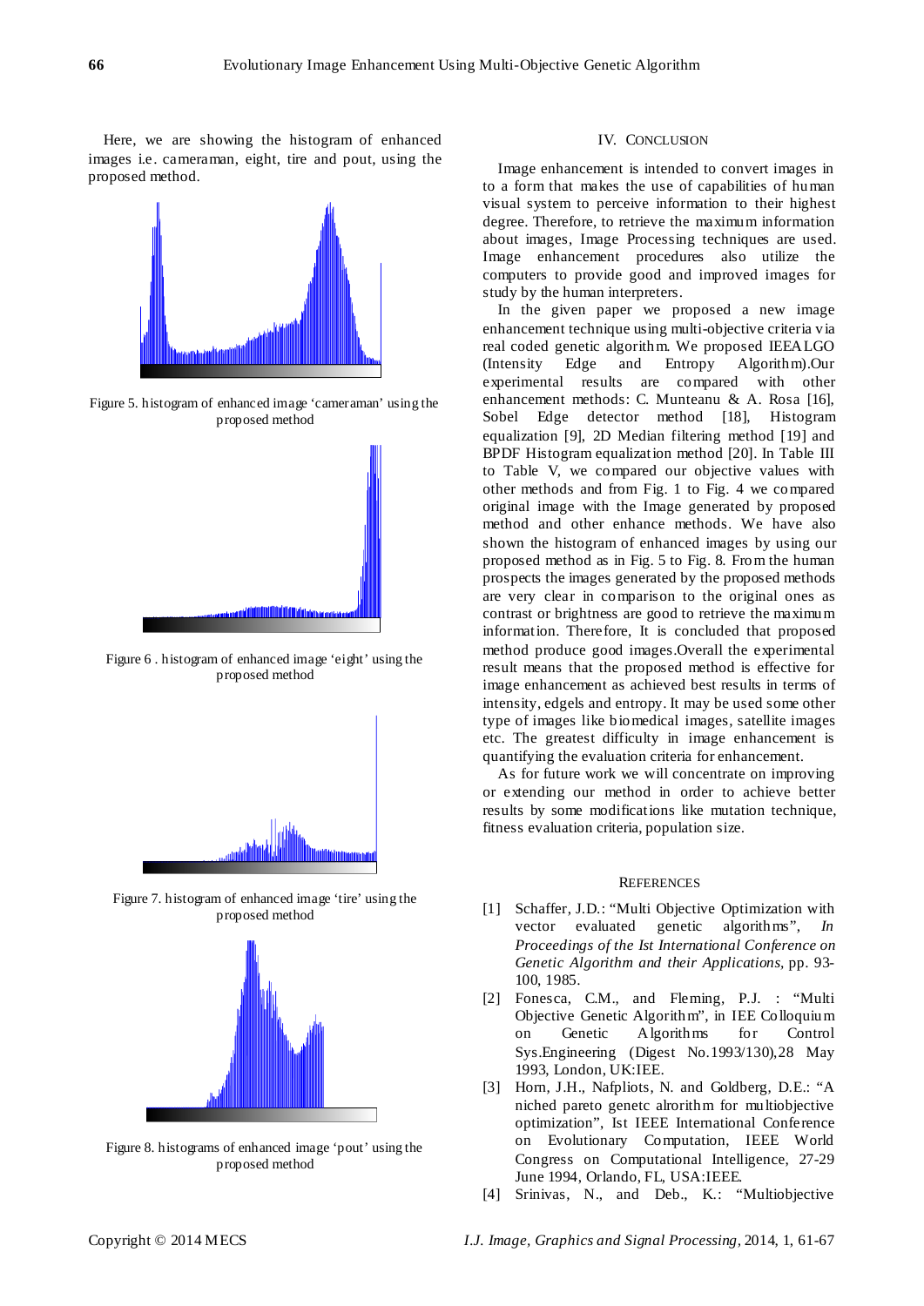Here, we are showing the histogram of enhanced images i.e. cameraman, eight, tire and pout, using the proposed method.

Figure 5. histogram of enhanced image ‘cameraman’ using the proposed method

Figure 6 . histogram of enhanced image ‘eight’ using the proposed method

Figure 7. histogram of enhanced image ‘tire’ using the proposed method

Figure 8. histograms of enhanced image ‘pout’ using the proposed method

## IV. Conclusion

Image enhancement is intended to convert images in to a form that makes the use of capabilities of human visual system to perceive information to their highest degree. Therefore, to retrieve the maximum information about images, Image Processing techniques are used. Image enhancement procedures also utilize the computers to provide good and improved images for study by the human interpreters.

In the given paper we proposed a new image enhancement technique using multi-objective criteria via real coded genetic algorithm. We proposed IEEALGO (Intensity Edge and Entropy Algorithm).Our experimental results are compared with other enhancement methods: C. Munteanu & A. Rosa [16], Sobel Edge detector method [18], Histogram equalization [9], 2D Median filtering method [19] and BPDF Histogram equalization method [20]. In Table III to Table V, we compared our objective values with other methods and from Fig. 1 to Fig. 4 we compared original image with the Image generated by proposed method and other enhance methods. We have also shown the histogram of enhanced images by using our proposed method as in Fig. 5 to Fig. 8. From the human prospects the images generated by the proposed methods are very clear in comparison to the original ones as contrast or brightness are good to retrieve the maximum information. Therefore, It is concluded that proposed method produce good images.Overall the experimental result means that the proposed method is effective for image enhancement as achieved best results in terms of intensity, edgels and entropy. It may be used some other type of images like biomedical images, satellite images etc. The greatest difficulty in image enhancement is quantifying the evaluation criteria for enhancement.

As for future work we will concentrate on improving or extending our method in order to achieve better results by some modifications like mutation technique, fitness evaluation criteria, population size.

## References

[1] Schaffer, J.D.: “Multi Objective Optimization with vector evaluated genetic algorithms”, *In Proceedings of the Ist International Conference on Genetic Algorithm and their Applications,* pp. 93-100, 1985.

[2] Fonesca, C.M., and Fleming, P.J. : “Multi Objective Genetic Algorithm”, in IEE Colloquium on Genetic Algorithms for Control Sys.Engineering (Digest No.1993/130),28 May 1993, London, UK:IEE.

[3] Horn, J.H., Nafpliots, N. and Goldberg, D.E.: “A niched pareto genetc alrorithm for multiobjective optimization”, Ist IEEE International Conference on Evolutionary Computation, IEEE World Congress on Computational Intelligence, 27-29 June 1994, Orlando, FL, USA:IEEE.

[4] Srinivas, N., and Deb., K.: “Multiobjective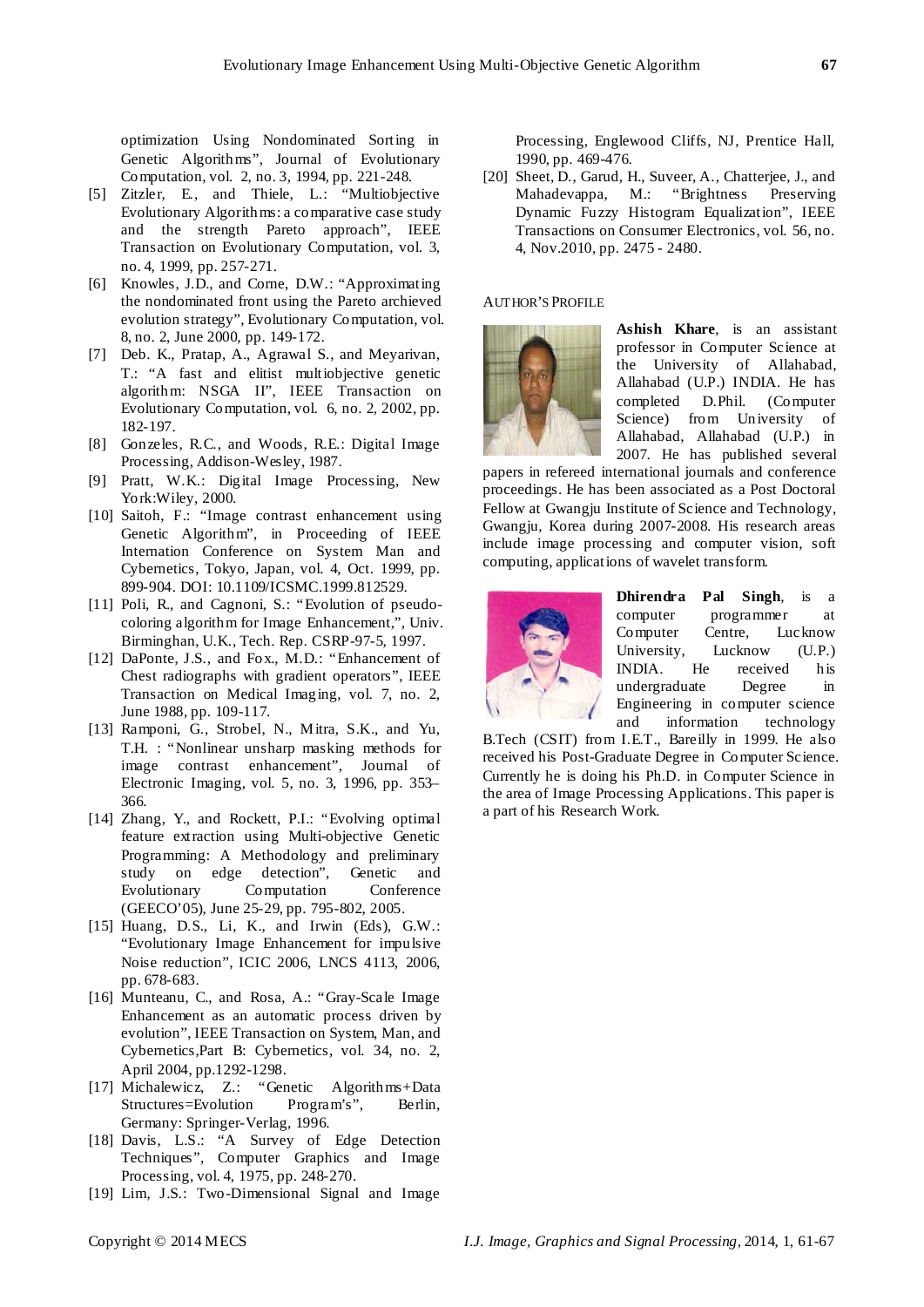optimization Using Nondominated Sorting in Genetic Algorithms", Journal of Evolutionary Computation, vol. 2, no. 3, 1994, pp. 221-248.

[5] Zitzler, E., and Thiele, L.: "Multiobjective Evolutionary Algorithms: a comparative case study and the strength Pareto approach", IEEE Transaction on Evolutionary Computation, vol. 3, no. 4, 1999, pp. 257-271.

[6] Knowles, J.D., and Corne, D.W.: "Approximating the nondominated front using the Pareto archieved evolution strategy", Evolutionary Computation, vol. 8, no. 2, June 2000, pp. 149-172.

[7] Deb. K., Pratap, A., Agrawal S., and Meyarivan, T.: "A fast and elitist multiobjective genetic algorithm: NSGA II", IEEE Transaction on Evolutionary Computation, vol. 6, no. 2, 2002, pp. 182-197.

[8] Gonzeles, R.C., and Woods, R.E.: Digital Image Processing, Addison-Wesley, 1987.

[9] Pratt, W.K.: Digital Image Processing, New York:Wiley, 2000.

[10] Saitoh, F.: "Image contrast enhancement using Genetic Algorithm", in Proceeding of IEEE Internation Conference on System Man and Cybernetics, Tokyo, Japan, vol. 4, Oct. 1999, pp. 899-904. DOI: 10.1109/ICSMC.1999.812529.

[11] Poli, R., and Cagnoni, S.: "Evolution of pseudo-coloring algorithm for Image Enhancement,", Univ. Birminghan, U.K., Tech. Rep. CSRP-97-5, 1997.

[12] DaPonte, J.S., and Fox., M.D.: "Enhancement of Chest radiographs with gradient operators", IEEE Transaction on Medical Imaging, vol. 7, no. 2, June 1988, pp. 109-117.

[13] Ramponi, G., Strobel, N., Mitra, S.K., and Yu, T.H. : "Nonlinear unsharp masking methods for image contrast enhancement", Journal of Electronic Imaging, vol. 5, no. 3, 1996, pp. 353–366.

[14] Zhang, Y., and Rockett, P.I.: "Evolving optimal feature extraction using Multi-objective Genetic Programming: A Methodology and preliminary study on edge detection", Genetic and Evolutionary Computation Conference (GEECO'05), June 25-29, pp. 795-802, 2005.

[15] Huang, D.S., Li, K., and Irwin (Eds), G.W.: "Evolutionary Image Enhancement for impulsive Noise reduction", ICIC 2006, LNCS 4113, 2006, pp. 678-683.

[16] Munteanu, C., and Rosa, A.: "Gray-Scale Image Enhancement as an automatic process driven by evolution", IEEE Transaction on System, Man, and Cybernetics,Part B: Cybernetics, vol. 34, no. 2, April 2004, pp.1292-1298.

[17] Michalewicz, Z.: "Genetic Algorithms+Data Structures=Evolution Program's", Berlin, Germany: Springer-Verlag, 1996.

[18] Davis, L.S.: "A Survey of Edge Detection Techniques", Computer Graphics and Image Processing, vol. 4, 1975, pp. 248-270.

[19] Lim, J.S.: Two-Dimensional Signal and Image Processing, Englewood Cliffs, NJ, Prentice Hall, 1990, pp. 469-476.

[20] Sheet, D., Garud, H., Suveer, A., Chatterjee, J., and Mahadevappa, M.: "Brightness Preserving Dynamic Fuzzy Histogram Equalization", IEEE Transactions on Consumer Electronics, vol. 56, no. 4, Nov.2010, pp. 2475 - 2480.

## AUTHOR'S PROFILE

**Ashish Khare**, is an assistant professor in Computer Science at the University of Allahabad, Allahabad (U.P.) INDIA. He has completed D.Phil. (Computer Science) from University of Allahabad, Allahabad (U.P.) in 2007. He has published several papers in refereed international journals and conference proceedings. He has been associated as a Post Doctoral Fellow at Gwangju Institute of Science and Technology, Gwangju, Korea during 2007-2008. His research areas include image processing and computer vision, soft computing, applications of wavelet transform.

**Dhirendra Pal Singh**, is a computer programmer at Computer Centre, Lucknow University, Lucknow (U.P.) INDIA. He received his undergraduate Degree in Engineering in computer science and information technology B.Tech (CSIT) from I.E.T., Bareilly in 1999. He also received his Post-Graduate Degree in Computer Science. Currently he is doing his Ph.D. in Computer Science in the area of Image Processing Applications. This paper is a part of his Research Work.